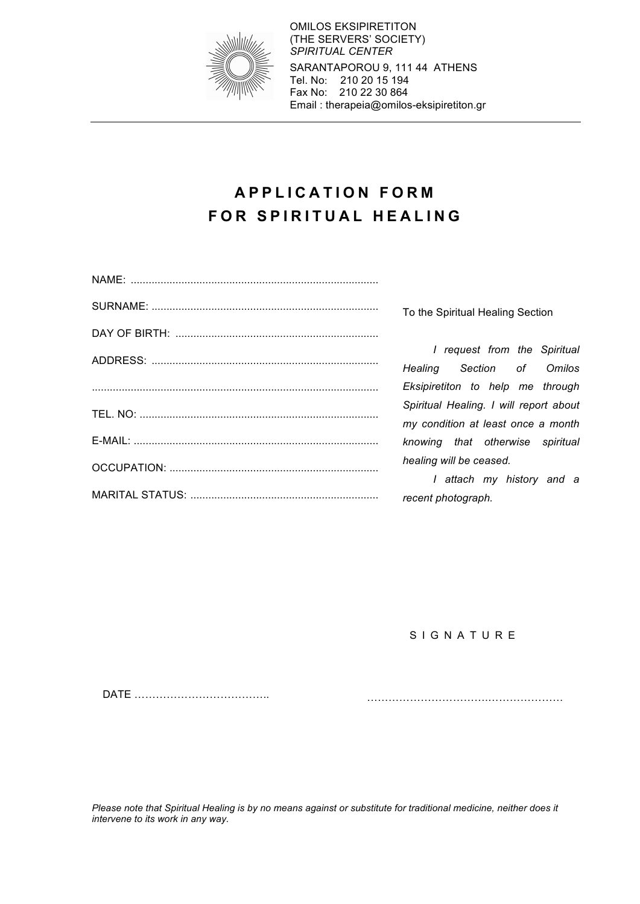OMILOS EKSIPIRETITON
(THE SERVERS' SOCIETY)
*SPIRITUAL CENTER*
SARANTAPOROU 9, 111 44 ATHENS
Tel. No: 210 20 15 194
Fax No: 210 22 30 864
Email : therapeia@omilos-eksipiretiton.gr

---

# APPLICATION FORM FOR SPIRITUAL HEALING

NAME: ..................................................................................

SURNAME: ...........................................................................

DAY OF BIRTH: ....................................................................

ADDRESS: ...........................................................................

..............................................................................................

TEL. NO: ...............................................................................

E-MAIL: .................................................................................

OCCUPATION: .....................................................................

MARITAL STATUS: ..............................................................

To the Spiritual Healing Section

*I request from the Spiritual Healing Section of Omilos Eksipiretiton to help me through Spiritual Healing. I will report about my condition at least once a month knowing that otherwise spiritual healing will be ceased.*

*I attach my history and a recent photograph.*

S I G N A T U R E

DATE ……………………………….. ………………………………………………

*Please note that Spiritual Healing is by no means against or substitute for traditional medicine, neither does it intervene to its work in any way.*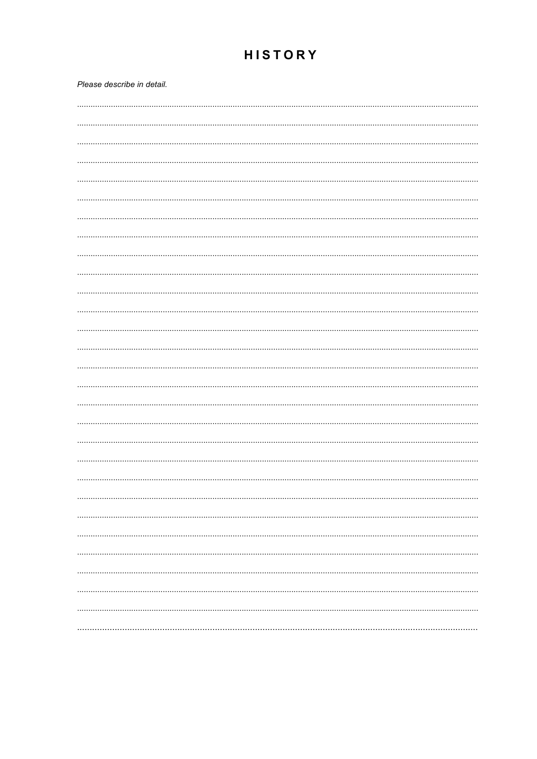# HISTORY

*Please describe in detail.*

..............................................................................................................................................................................................

..............................................................................................................................................................................................

..............................................................................................................................................................................................

..............................................................................................................................................................................................

..............................................................................................................................................................................................

..............................................................................................................................................................................................

..............................................................................................................................................................................................

..............................................................................................................................................................................................

..............................................................................................................................................................................................

..............................................................................................................................................................................................

..............................................................................................................................................................................................

..............................................................................................................................................................................................

..............................................................................................................................................................................................

..............................................................................................................................................................................................

..............................................................................................................................................................................................

..............................................................................................................................................................................................

..............................................................................................................................................................................................

..............................................................................................................................................................................................

..............................................................................................................................................................................................

..............................................................................................................................................................................................

..............................................................................................................................................................................................

..............................................................................................................................................................................................

..............................................................................................................................................................................................

..............................................................................................................................................................................................

..............................................................................................................................................................................................

..............................................................................................................................................................................................

..............................................................................................................................................................................................

..............................................................................................................................................................................................

..............................................................................................................................................................................................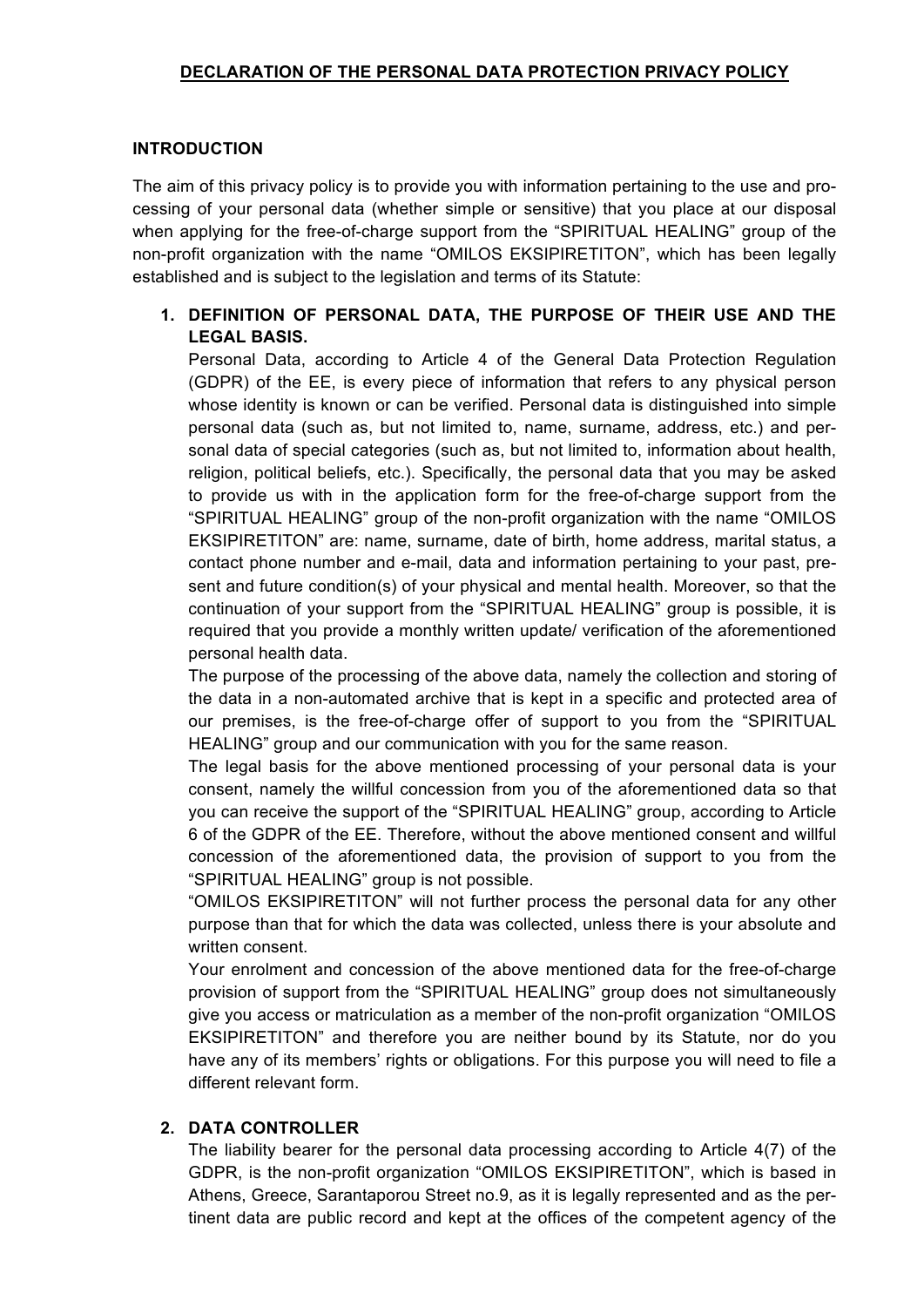**DECLARATION OF THE PERSONAL DATA PROTECTION PRIVACY POLICY**

**INTRODUCTION**

The aim of this privacy policy is to provide you with information pertaining to the use and processing of your personal data (whether simple or sensitive) that you place at our disposal when applying for the free-of-charge support from the “SPIRITUAL HEALING” group of the non-profit organization with the name “OMILOS EKSIPIRETITON”, which has been legally established and is subject to the legislation and terms of its Statute:

1. **DEFINITION OF PERSONAL DATA, THE PURPOSE OF THEIR USE AND THE LEGAL BASIS.**
   Personal Data, according to Article 4 of the General Data Protection Regulation (GDPR) of the EE, is every piece of information that refers to any physical person whose identity is known or can be verified. Personal data is distinguished into simple personal data (such as, but not limited to, name, surname, address, etc.) and personal data of special categories (such as, but not limited to, information about health, religion, political beliefs, etc.). Specifically, the personal data that you may be asked to provide us with in the application form for the free-of-charge support from the “SPIRITUAL HEALING” group of the non-profit organization with the name “OMILOS EKSIPIRETITON” are: name, surname, date of birth, home address, marital status, a contact phone number and e-mail, data and information pertaining to your past, present and future condition(s) of your physical and mental health. Moreover, so that the continuation of your support from the “SPIRITUAL HEALING” group is possible, it is required that you provide a monthly written update/ verification of the aforementioned personal health data.
   The purpose of the processing of the above data, namely the collection and storing of the data in a non-automated archive that is kept in a specific and protected area of our premises, is the free-of-charge offer of support to you from the “SPIRITUAL HEALING” group and our communication with you for the same reason.
   The legal basis for the above mentioned processing of your personal data is your consent, namely the willful concession from you of the aforementioned data so that you can receive the support of the “SPIRITUAL HEALING” group, according to Article 6 of the GDPR of the EE. Therefore, without the above mentioned consent and willful concession of the aforementioned data, the provision of support to you from the “SPIRITUAL HEALING” group is not possible.
   “OMILOS EKSIPIRETITON” will not further process the personal data for any other purpose than that for which the data was collected, unless there is your absolute and written consent.
   Your enrolment and concession of the above mentioned data for the free-of-charge provision of support from the “SPIRITUAL HEALING” group does not simultaneously give you access or matriculation as a member of the non-profit organization “OMILOS EKSIPIRETITON” and therefore you are neither bound by its Statute, nor do you have any of its members’ rights or obligations. For this purpose you will need to file a different relevant form.

2. **DATA CONTROLLER**
   The liability bearer for the personal data processing according to Article 4(7) of the GDPR, is the non-profit organization “OMILOS EKSIPIRETITON”, which is based in Athens, Greece, Sarantaporou Street no.9, as it is legally represented and as the pertinent data are public record and kept at the offices of the competent agency of the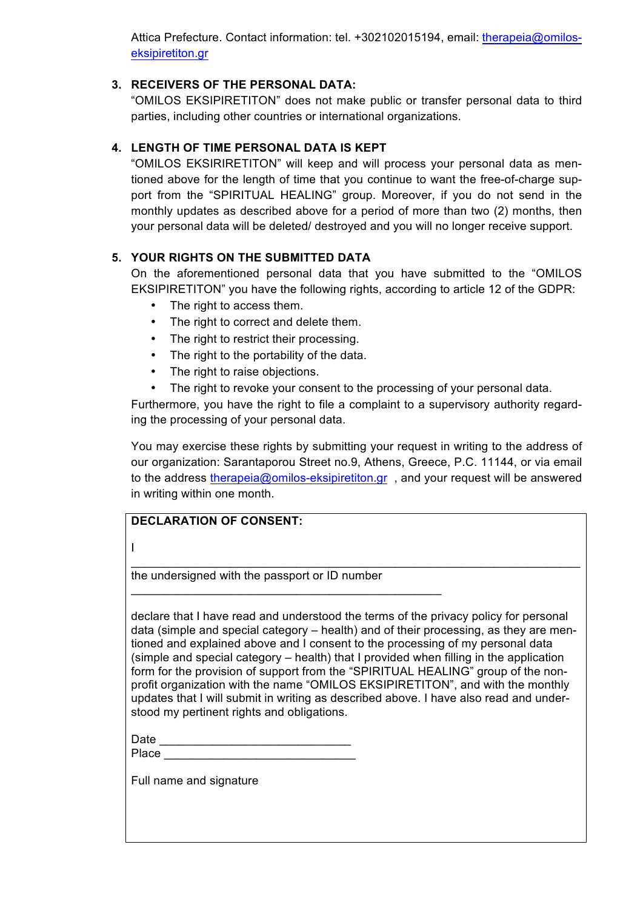Attica Prefecture. Contact information: tel. +302102015194, email: therapeia@omilos-eksipiretiton.gr

3. **RECEIVERS OF THE PERSONAL DATA:**
   "OMILOS EKSIPIRETITON" does not make public or transfer personal data to third parties, including other countries or international organizations.

4. **LENGTH OF TIME PERSONAL DATA IS KEPT**
   "OMILOS EKSIRIRETITON" will keep and will process your personal data as mentioned above for the length of time that you continue to want the free-of-charge support from the "SPIRITUAL HEALING" group. Moreover, if you do not send in the monthly updates as described above for a period of more than two (2) months, then your personal data will be deleted/ destroyed and you will no longer receive support.

5. **YOUR RIGHTS ON THE SUBMITTED DATA**
   On the aforementioned personal data that you have submitted to the "OMILOS EKSIPIRETITON" you have the following rights, according to article 12 of the GDPR:
   - The right to access them.
   - The right to correct and delete them.
   - The right to restrict their processing.
   - The right to the portability of the data.
   - The right to raise objections.
   - The right to revoke your consent to the processing of your personal data.

   Furthermore, you have the right to file a complaint to a supervisory authority regarding the processing of your personal data.

   You may exercise these rights by submitting your request in writing to the address of our organization: Sarantaporou Street no.9, Athens, Greece, P.C. 11144, or via email to the address therapeia@omilos-eksipiretiton.gr , and your request will be answered in writing within one month.

**DECLARATION OF CONSENT:**

I \_\_\_\_\_\_\_\_\_\_\_\_\_\_\_\_\_\_\_\_\_\_\_\_\_\_\_\_\_\_\_\_\_\_\_\_\_\_\_\_\_\_\_\_\_\_\_\_\_\_\_\_\_\_\_\_\_\_\_\_\_\_\_\_

the undersigned with the passport or ID number \_\_\_\_\_\_\_\_\_\_\_\_\_\_\_\_\_\_\_\_\_\_\_\_\_\_\_\_\_\_\_\_\_\_\_\_\_\_\_\_\_\_

declare that I have read and understood the terms of the privacy policy for personal data (simple and special category – health) and of their processing, as they are mentioned and explained above and I consent to the processing of my personal data (simple and special category – health) that I provided when filling in the application form for the provision of support from the "SPIRITUAL HEALING" group of the non-profit organization with the name "OMILOS EKSIPIRETITON", and with the monthly updates that I will submit in writing as described above. I have also read and understood my pertinent rights and obligations.

Date \_\_\_\_\_\_\_\_\_\_\_\_\_\_\_\_\_\_\_\_\_\_\_\_\_\_\_\_\_\_

Place \_\_\_\_\_\_\_\_\_\_\_\_\_\_\_\_\_\_\_\_\_\_\_\_\_\_\_\_\_\_

Full name and signature